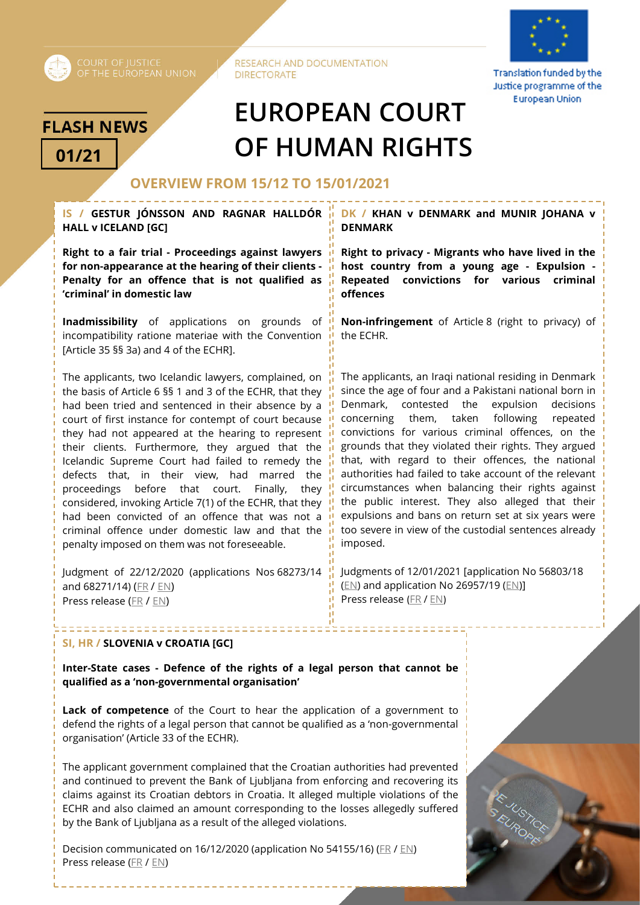COURT OF JUSTICE OF THE EUROPEAN UNION

RESEARCH AND DOCUMENTATION DIRECTORATE

Translation funded by the Justice programme of the European Union

**FLASH NEWS**

**01/21**

# EUROPEAN COURT OF HUMAN RIGHTS

## OVERVIEW FROM 15/12 TO 15/01/2021

### IS / GESTUR JÓNSSON AND RAGNAR HALLDÓR HALL v ICELAND [GC]

**Right to a fair trial - Proceedings against lawyers for non-appearance at the hearing of their clients - Penalty for an offence that is not qualified as 'criminal' in domestic law**

**Inadmissibility** of applications on grounds of incompatibility ratione materiae with the Convention [Article 35 §§ 3a) and 4 of the ECHR].

The applicants, two Icelandic lawyers, complained, on the basis of Article 6 §§ 1 and 3 of the ECHR, that they had been tried and sentenced in their absence by a court of first instance for contempt of court because they had not appeared at the hearing to represent their clients. Furthermore, they argued that the Icelandic Supreme Court had failed to remedy the defects that, in their view, had marred the proceedings before that court. Finally, they considered, invoking Article 7(1) of the ECHR, that they had been convicted of an offence that was not a criminal offence under domestic law and that the penalty imposed on them was not foreseeable.

Judgment of 22/12/2020 (applications Nos 68273/14 and 68271/14) (FR / EN)
Press release (FR / EN)

### DK / KHAN v DENMARK and MUNIR JOHANA v DENMARK

**Right to privacy - Migrants who have lived in the host country from a young age - Expulsion - Repeated convictions for various criminal offences**

**Non-infringement** of Article 8 (right to privacy) of the ECHR.

The applicants, an Iraqi national residing in Denmark since the age of four and a Pakistani national born in Denmark, contested the expulsion decisions concerning them, taken following repeated convictions for various criminal offences, on the grounds that they violated their rights. They argued that, with regard to their offences, the national authorities had failed to take account of the relevant circumstances when balancing their rights against the public interest. They also alleged that their expulsions and bans on return set at six years were too severe in view of the custodial sentences already imposed.

Judgments of 12/01/2021 [application No 56803/18 (EN) and application No 26957/19 (EN)]
Press release (FR / EN)

### SI, HR / SLOVENIA v CROATIA [GC]

**Inter-State cases - Defence of the rights of a legal person that cannot be qualified as a 'non-governmental organisation'**

**Lack of competence** of the Court to hear the application of a government to defend the rights of a legal person that cannot be qualified as a 'non-governmental organisation' (Article 33 of the ECHR).

The applicant government complained that the Croatian authorities had prevented and continued to prevent the Bank of Ljubljana from enforcing and recovering its claims against its Croatian debtors in Croatia. It alleged multiple violations of the ECHR and also claimed an amount corresponding to the losses allegedly suffered by the Bank of Ljubljana as a result of the alleged violations.

Decision communicated on 16/12/2020 (application No 54155/16) (FR / EN)
Press release (FR / EN)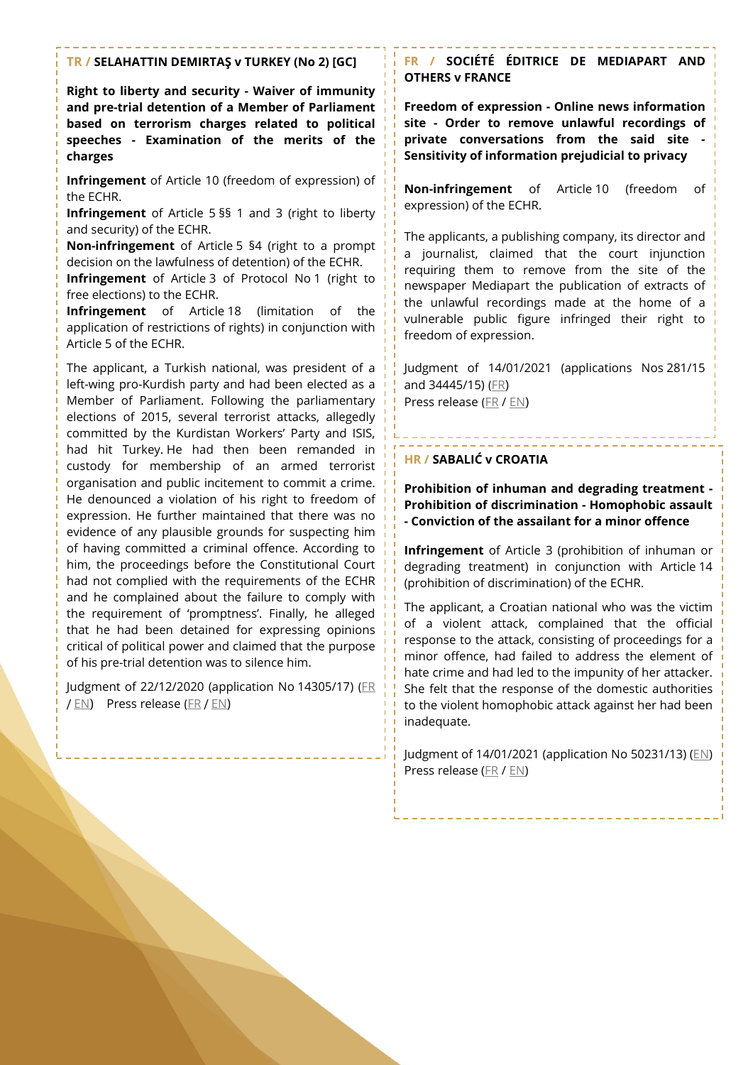### TR / SELAHATTIN DEMIRTAŞ v TURKEY (No 2) [GC]

**Right to liberty and security - Waiver of immunity and pre-trial detention of a Member of Parliament based on terrorism charges related to political speeches - Examination of the merits of the charges**

**Infringement** of Article 10 (freedom of expression) of the ECHR.
**Infringement** of Article 5 §§ 1 and 3 (right to liberty and security) of the ECHR.
**Non-infringement** of Article 5 §4 (right to a prompt decision on the lawfulness of detention) of the ECHR.
**Infringement** of Article 3 of Protocol No 1 (right to free elections) to the ECHR.
**Infringement** of Article 18 (limitation of the application of restrictions of rights) in conjunction with Article 5 of the ECHR.

The applicant, a Turkish national, was president of a left-wing pro-Kurdish party and had been elected as a Member of Parliament. Following the parliamentary elections of 2015, several terrorist attacks, allegedly committed by the Kurdistan Workers' Party and ISIS, had hit Turkey. He had then been remanded in custody for membership of an armed terrorist organisation and public incitement to commit a crime. He denounced a violation of his right to freedom of expression. He further maintained that there was no evidence of any plausible grounds for suspecting him of having committed a criminal offence. According to him, the proceedings before the Constitutional Court had not complied with the requirements of the ECHR and he complained about the failure to comply with the requirement of 'promptness'. Finally, he alleged that he had been detained for expressing opinions critical of political power and claimed that the purpose of his pre-trial detention was to silence him.

Judgment of 22/12/2020 (application No 14305/17) (FR / EN) Press release (FR / EN)

### FR / SOCIÉTÉ ÉDITRICE DE MEDIAPART AND OTHERS v FRANCE

**Freedom of expression - Online news information site - Order to remove unlawful recordings of private conversations from the said site - Sensitivity of information prejudicial to privacy**

**Non-infringement** of Article 10 (freedom of expression) of the ECHR.

The applicants, a publishing company, its director and a journalist, claimed that the court injunction requiring them to remove from the site of the newspaper Mediapart the publication of extracts of the unlawful recordings made at the home of a vulnerable public figure infringed their right to freedom of expression.

Judgment of 14/01/2021 (applications Nos 281/15 and 34445/15) (FR)
Press release (FR / EN)

### HR / SABALIĆ v CROATIA

**Prohibition of inhuman and degrading treatment - Prohibition of discrimination - Homophobic assault - Conviction of the assailant for a minor offence**

**Infringement** of Article 3 (prohibition of inhuman or degrading treatment) in conjunction with Article 14 (prohibition of discrimination) of the ECHR.

The applicant, a Croatian national who was the victim of a violent attack, complained that the official response to the attack, consisting of proceedings for a minor offence, had failed to address the element of hate crime and had led to the impunity of her attacker. She felt that the response of the domestic authorities to the violent homophobic attack against her had been inadequate.

Judgment of 14/01/2021 (application No 50231/13) (EN)
Press release (FR / EN)